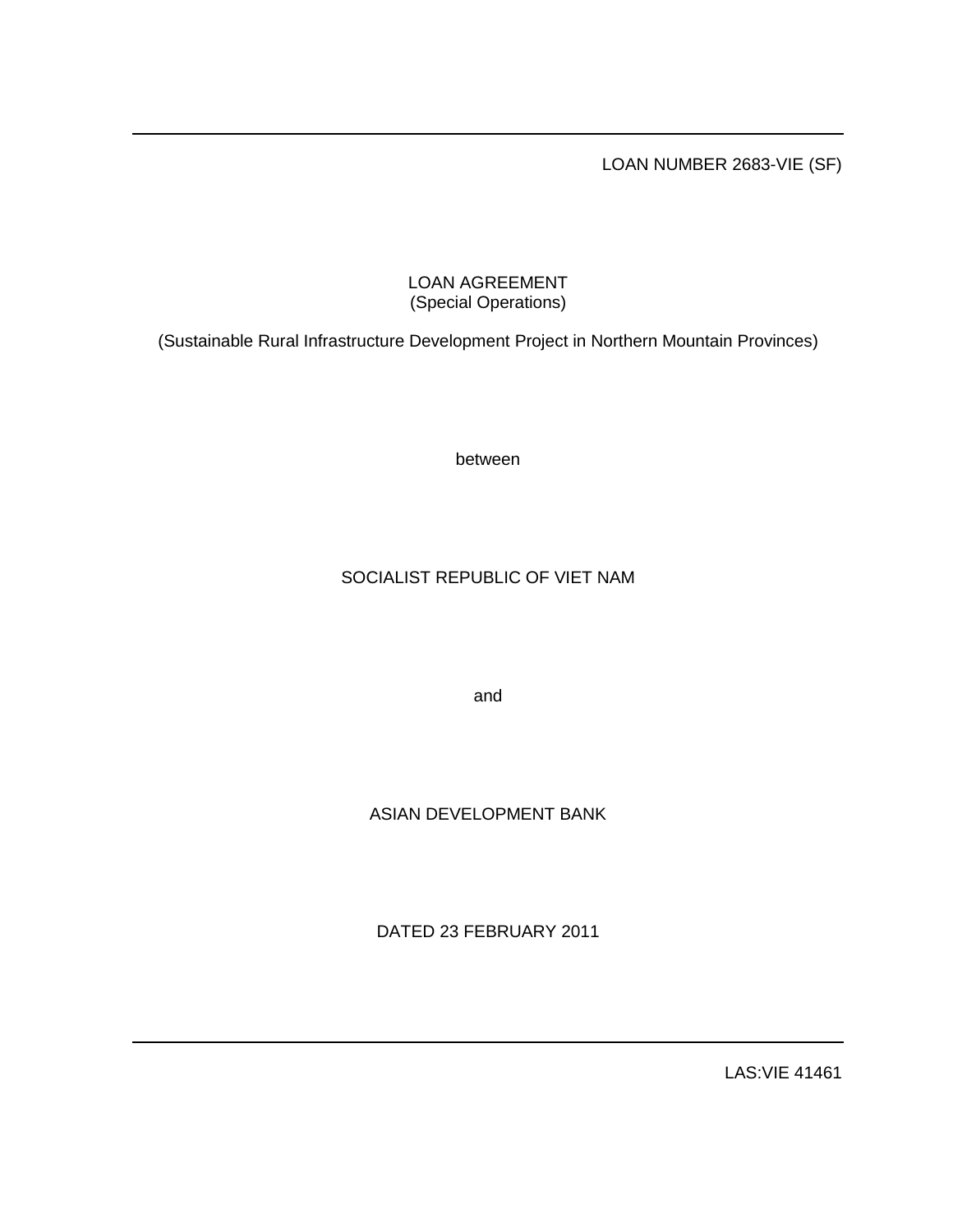LOAN NUMBER 2683-VIE (SF)

# LOAN AGREEMENT
(Special Operations)

(Sustainable Rural Infrastructure Development Project in Northern Mountain Provinces)

between

SOCIALIST REPUBLIC OF VIET NAM

and

ASIAN DEVELOPMENT BANK

DATED 23 FEBRUARY 2011

LAS:VIE 41461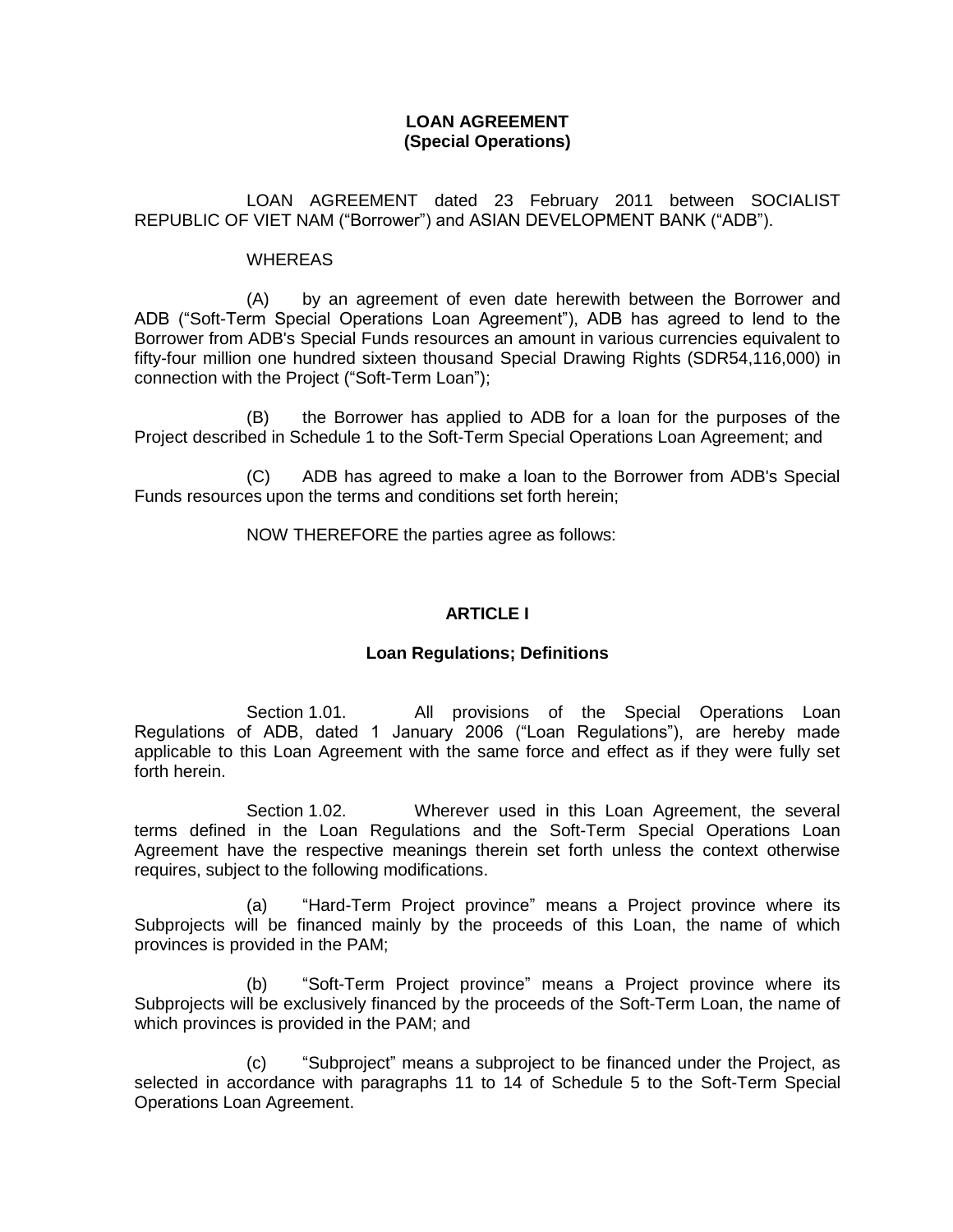**LOAN AGREEMENT**
**(Special Operations)**

LOAN AGREEMENT dated 23 February 2011 between SOCIALIST REPUBLIC OF VIET NAM ("Borrower") and ASIAN DEVELOPMENT BANK ("ADB").

WHEREAS

(A) by an agreement of even date herewith between the Borrower and ADB ("Soft-Term Special Operations Loan Agreement"), ADB has agreed to lend to the Borrower from ADB's Special Funds resources an amount in various currencies equivalent to fifty-four million one hundred sixteen thousand Special Drawing Rights (SDR54,116,000) in connection with the Project ("Soft-Term Loan");

(B) the Borrower has applied to ADB for a loan for the purposes of the Project described in Schedule 1 to the Soft-Term Special Operations Loan Agreement; and

(C) ADB has agreed to make a loan to the Borrower from ADB's Special Funds resources upon the terms and conditions set forth herein;

NOW THEREFORE the parties agree as follows:

**ARTICLE I**

**Loan Regulations; Definitions**

Section 1.01. All provisions of the Special Operations Loan Regulations of ADB, dated 1 January 2006 ("Loan Regulations"), are hereby made applicable to this Loan Agreement with the same force and effect as if they were fully set forth herein.

Section 1.02. Wherever used in this Loan Agreement, the several terms defined in the Loan Regulations and the Soft-Term Special Operations Loan Agreement have the respective meanings therein set forth unless the context otherwise requires, subject to the following modifications.

(a) "Hard-Term Project province" means a Project province where its Subprojects will be financed mainly by the proceeds of this Loan, the name of which provinces is provided in the PAM;

(b) "Soft-Term Project province" means a Project province where its Subprojects will be exclusively financed by the proceeds of the Soft-Term Loan, the name of which provinces is provided in the PAM; and

(c) "Subproject" means a subproject to be financed under the Project, as selected in accordance with paragraphs 11 to 14 of Schedule 5 to the Soft-Term Special Operations Loan Agreement.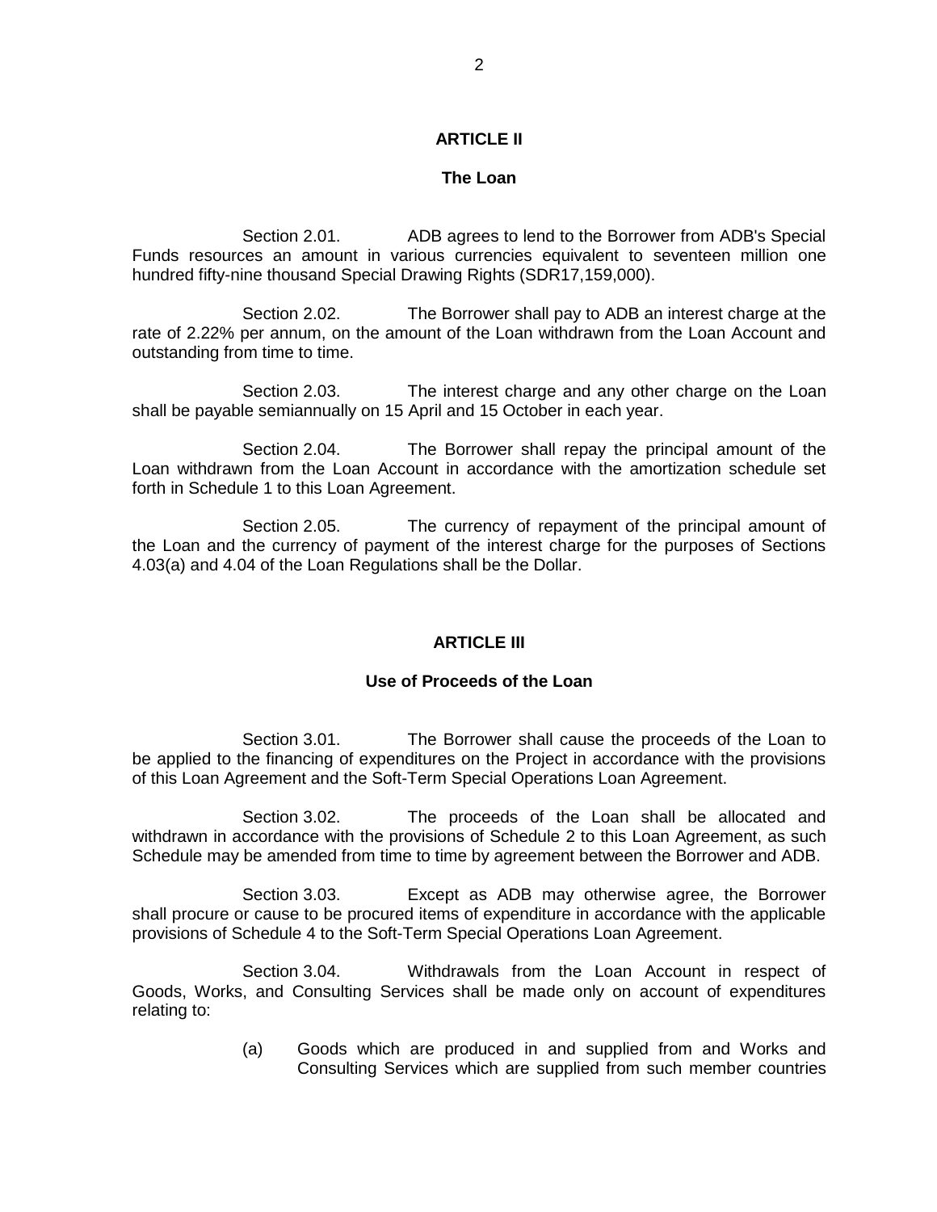## ARTICLE II

### The Loan

Section 2.01. ADB agrees to lend to the Borrower from ADB's Special Funds resources an amount in various currencies equivalent to seventeen million one hundred fifty-nine thousand Special Drawing Rights (SDR17,159,000).

Section 2.02. The Borrower shall pay to ADB an interest charge at the rate of 2.22% per annum, on the amount of the Loan withdrawn from the Loan Account and outstanding from time to time.

Section 2.03. The interest charge and any other charge on the Loan shall be payable semiannually on 15 April and 15 October in each year.

Section 2.04. The Borrower shall repay the principal amount of the Loan withdrawn from the Loan Account in accordance with the amortization schedule set forth in Schedule 1 to this Loan Agreement.

Section 2.05. The currency of repayment of the principal amount of the Loan and the currency of payment of the interest charge for the purposes of Sections 4.03(a) and 4.04 of the Loan Regulations shall be the Dollar.

## ARTICLE III

### Use of Proceeds of the Loan

Section 3.01. The Borrower shall cause the proceeds of the Loan to be applied to the financing of expenditures on the Project in accordance with the provisions of this Loan Agreement and the Soft-Term Special Operations Loan Agreement.

Section 3.02. The proceeds of the Loan shall be allocated and withdrawn in accordance with the provisions of Schedule 2 to this Loan Agreement, as such Schedule may be amended from time to time by agreement between the Borrower and ADB.

Section 3.03. Except as ADB may otherwise agree, the Borrower shall procure or cause to be procured items of expenditure in accordance with the applicable provisions of Schedule 4 to the Soft-Term Special Operations Loan Agreement.

Section 3.04. Withdrawals from the Loan Account in respect of Goods, Works, and Consulting Services shall be made only on account of expenditures relating to:

(a) Goods which are produced in and supplied from and Works and Consulting Services which are supplied from such member countries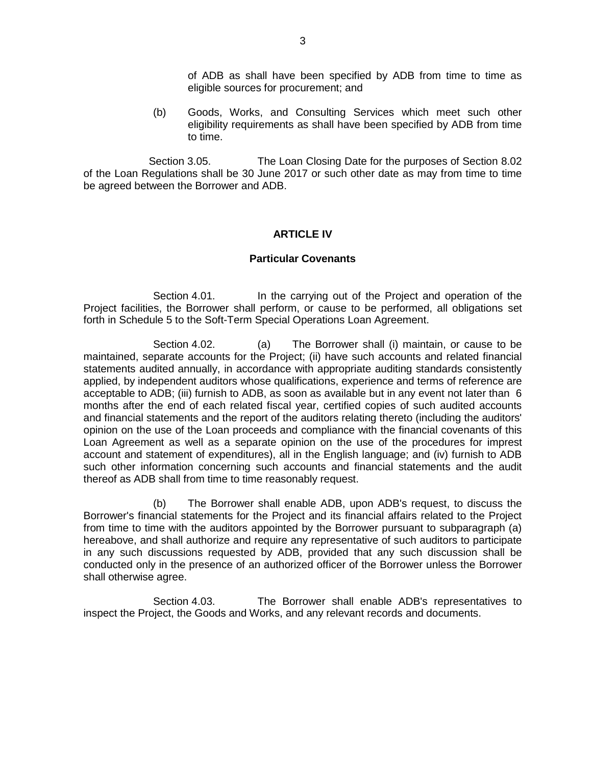of ADB as shall have been specified by ADB from time to time as eligible sources for procurement; and

(b) Goods, Works, and Consulting Services which meet such other eligibility requirements as shall have been specified by ADB from time to time.

Section 3.05. The Loan Closing Date for the purposes of Section 8.02 of the Loan Regulations shall be 30 June 2017 or such other date as may from time to time be agreed between the Borrower and ADB.

## ARTICLE IV

### Particular Covenants

Section 4.01. In the carrying out of the Project and operation of the Project facilities, the Borrower shall perform, or cause to be performed, all obligations set forth in Schedule 5 to the Soft-Term Special Operations Loan Agreement.

Section 4.02. (a) The Borrower shall (i) maintain, or cause to be maintained, separate accounts for the Project; (ii) have such accounts and related financial statements audited annually, in accordance with appropriate auditing standards consistently applied, by independent auditors whose qualifications, experience and terms of reference are acceptable to ADB; (iii) furnish to ADB, as soon as available but in any event not later than 6 months after the end of each related fiscal year, certified copies of such audited accounts and financial statements and the report of the auditors relating thereto (including the auditors' opinion on the use of the Loan proceeds and compliance with the financial covenants of this Loan Agreement as well as a separate opinion on the use of the procedures for imprest account and statement of expenditures), all in the English language; and (iv) furnish to ADB such other information concerning such accounts and financial statements and the audit thereof as ADB shall from time to time reasonably request.

(b) The Borrower shall enable ADB, upon ADB's request, to discuss the Borrower's financial statements for the Project and its financial affairs related to the Project from time to time with the auditors appointed by the Borrower pursuant to subparagraph (a) hereabove, and shall authorize and require any representative of such auditors to participate in any such discussions requested by ADB, provided that any such discussion shall be conducted only in the presence of an authorized officer of the Borrower unless the Borrower shall otherwise agree.

Section 4.03. The Borrower shall enable ADB's representatives to inspect the Project, the Goods and Works, and any relevant records and documents.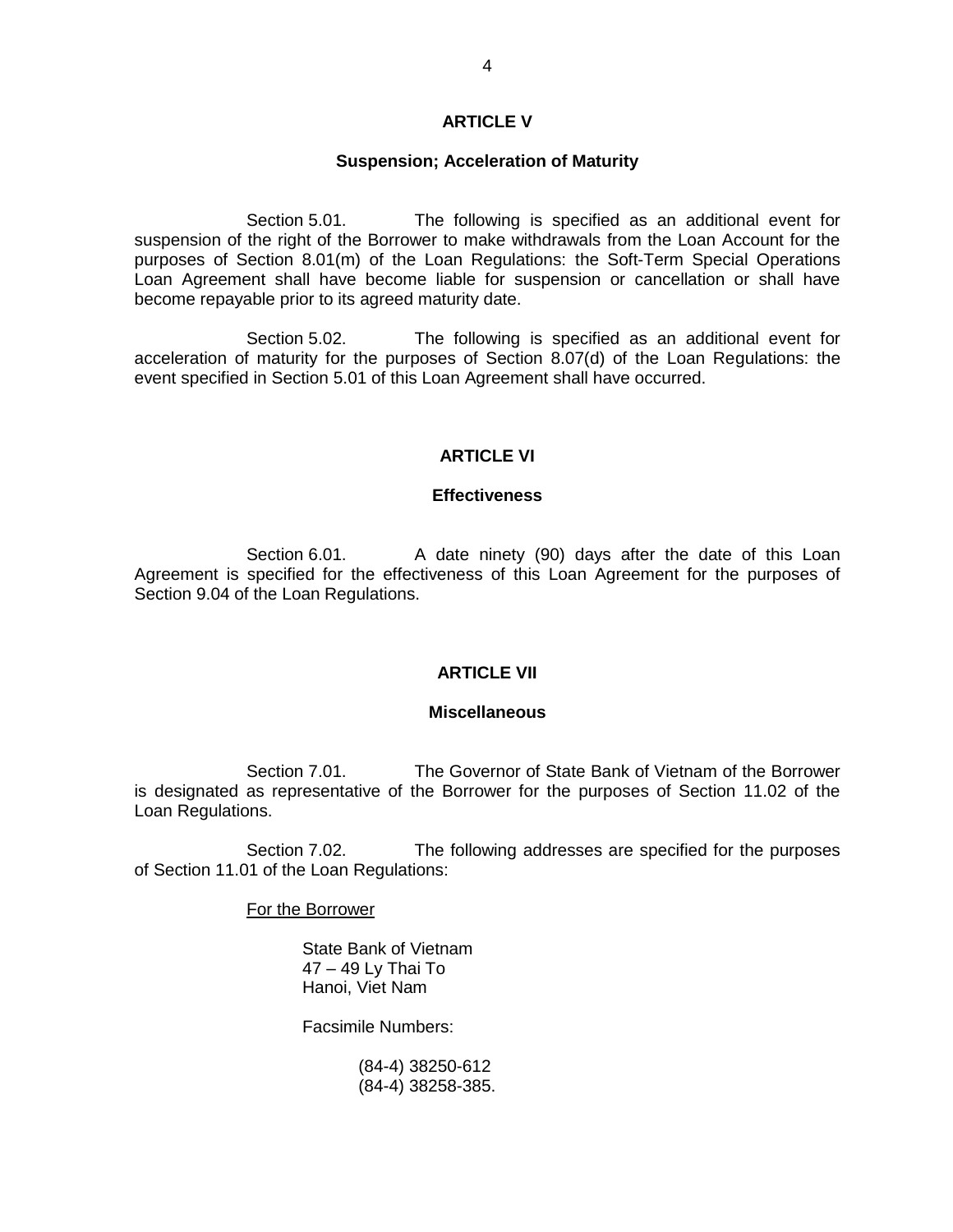## ARTICLE V

### Suspension; Acceleration of Maturity

Section 5.01. The following is specified as an additional event for suspension of the right of the Borrower to make withdrawals from the Loan Account for the purposes of Section 8.01(m) of the Loan Regulations: the Soft-Term Special Operations Loan Agreement shall have become liable for suspension or cancellation or shall have become repayable prior to its agreed maturity date.

Section 5.02. The following is specified as an additional event for acceleration of maturity for the purposes of Section 8.07(d) of the Loan Regulations: the event specified in Section 5.01 of this Loan Agreement shall have occurred.

## ARTICLE VI

### Effectiveness

Section 6.01. A date ninety (90) days after the date of this Loan Agreement is specified for the effectiveness of this Loan Agreement for the purposes of Section 9.04 of the Loan Regulations.

## ARTICLE VII

### Miscellaneous

Section 7.01. The Governor of State Bank of Vietnam of the Borrower is designated as representative of the Borrower for the purposes of Section 11.02 of the Loan Regulations.

Section 7.02. The following addresses are specified for the purposes of Section 11.01 of the Loan Regulations:

For the Borrower

State Bank of Vietnam
47 – 49 Ly Thai To
Hanoi, Viet Nam

Facsimile Numbers:

(84-4) 38250-612
(84-4) 38258-385.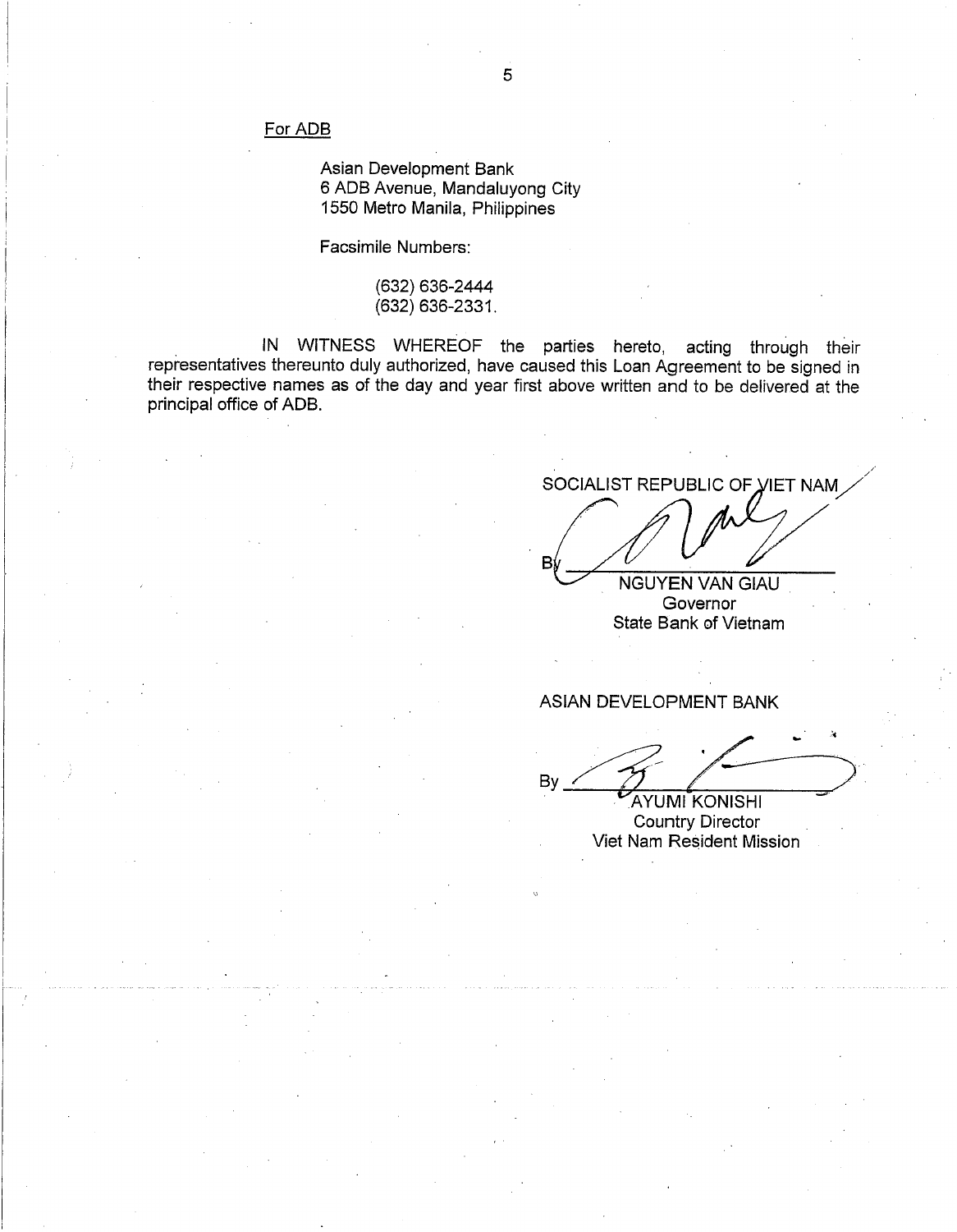For ADB

Asian Development Bank
6 ADB Avenue, Mandaluyong City
1550 Metro Manila, Philippines

Facsimile Numbers:

(632) 636-2444
(632) 636-2331.

IN WITNESS WHEREOF the parties hereto, acting through their representatives thereunto duly authorized, have caused this Loan Agreement to be signed in their respective names as of the day and year first above written and to be delivered at the principal office of ADB.

SOCIALIST REPUBLIC OF VIET NAM

By ______________________
NGUYEN VAN GIAU
Governor
State Bank of Vietnam

ASIAN DEVELOPMENT BANK

By ______________________
AYUMI KONISHI
Country Director
Viet Nam Resident Mission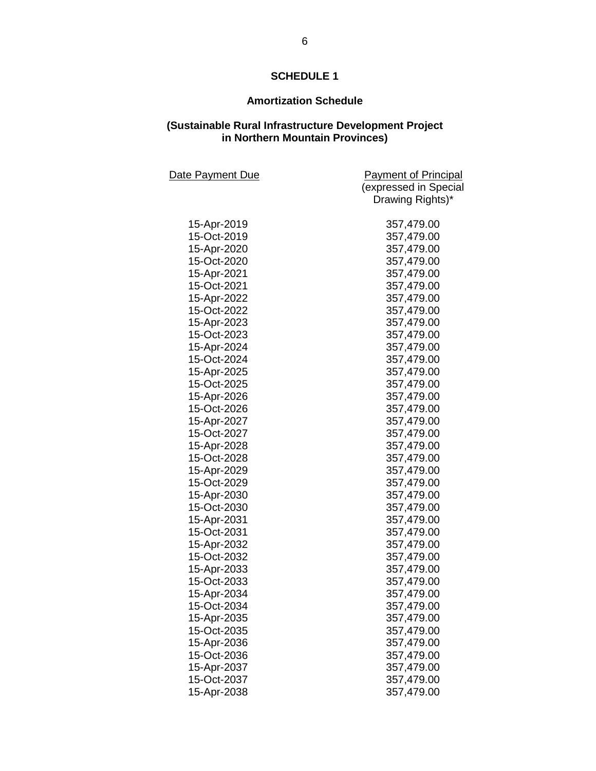**SCHEDULE 1**

**Amortization Schedule**

**(Sustainable Rural Infrastructure Development Project in Northern Mountain Provinces)**

| Date Payment Due | Payment of Principal (expressed in Special Drawing Rights)* |
|---|---|
| 15-Apr-2019 | 357,479.00 |
| 15-Oct-2019 | 357,479.00 |
| 15-Apr-2020 | 357,479.00 |
| 15-Oct-2020 | 357,479.00 |
| 15-Apr-2021 | 357,479.00 |
| 15-Oct-2021 | 357,479.00 |
| 15-Apr-2022 | 357,479.00 |
| 15-Oct-2022 | 357,479.00 |
| 15-Apr-2023 | 357,479.00 |
| 15-Oct-2023 | 357,479.00 |
| 15-Apr-2024 | 357,479.00 |
| 15-Oct-2024 | 357,479.00 |
| 15-Apr-2025 | 357,479.00 |
| 15-Oct-2025 | 357,479.00 |
| 15-Apr-2026 | 357,479.00 |
| 15-Oct-2026 | 357,479.00 |
| 15-Apr-2027 | 357,479.00 |
| 15-Oct-2027 | 357,479.00 |
| 15-Apr-2028 | 357,479.00 |
| 15-Oct-2028 | 357,479.00 |
| 15-Apr-2029 | 357,479.00 |
| 15-Oct-2029 | 357,479.00 |
| 15-Apr-2030 | 357,479.00 |
| 15-Oct-2030 | 357,479.00 |
| 15-Apr-2031 | 357,479.00 |
| 15-Oct-2031 | 357,479.00 |
| 15-Apr-2032 | 357,479.00 |
| 15-Oct-2032 | 357,479.00 |
| 15-Apr-2033 | 357,479.00 |
| 15-Oct-2033 | 357,479.00 |
| 15-Apr-2034 | 357,479.00 |
| 15-Oct-2034 | 357,479.00 |
| 15-Apr-2035 | 357,479.00 |
| 15-Oct-2035 | 357,479.00 |
| 15-Apr-2036 | 357,479.00 |
| 15-Oct-2036 | 357,479.00 |
| 15-Apr-2037 | 357,479.00 |
| 15-Oct-2037 | 357,479.00 |
| 15-Apr-2038 | 357,479.00 |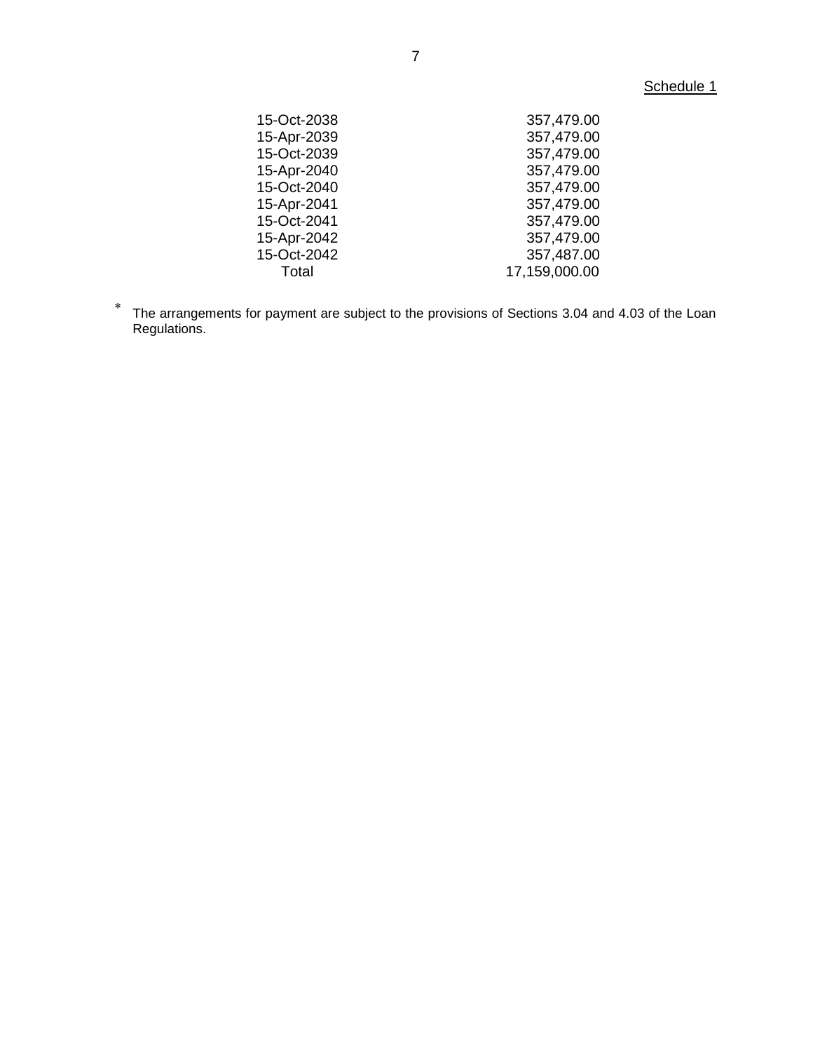Schedule 1

| | |
|---|---|
| 15-Oct-2038 | 357,479.00 |
| 15-Apr-2039 | 357,479.00 |
| 15-Oct-2039 | 357,479.00 |
| 15-Apr-2040 | 357,479.00 |
| 15-Oct-2040 | 357,479.00 |
| 15-Apr-2041 | 357,479.00 |
| 15-Oct-2041 | 357,479.00 |
| 15-Apr-2042 | 357,479.00 |
| 15-Oct-2042 | 357,487.00 |
| Total | 17,159,000.00 |

\* The arrangements for payment are subject to the provisions of Sections 3.04 and 4.03 of the Loan Regulations.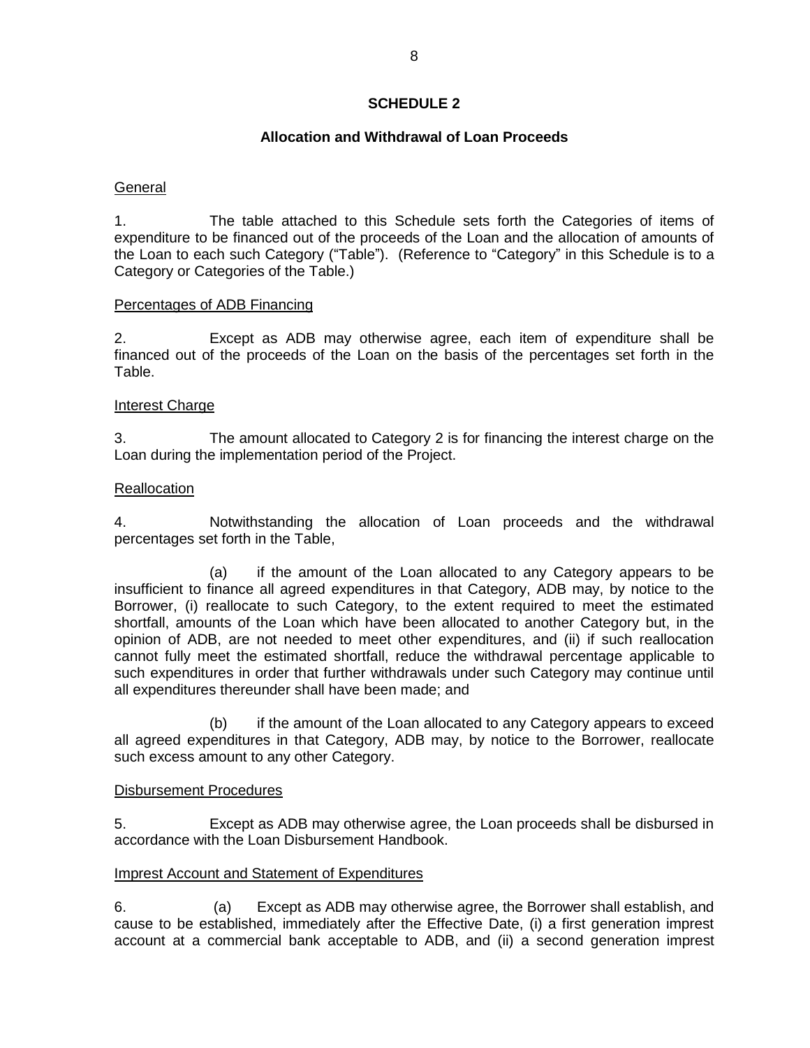## SCHEDULE 2

### Allocation and Withdrawal of Loan Proceeds

General

1. The table attached to this Schedule sets forth the Categories of items of expenditure to be financed out of the proceeds of the Loan and the allocation of amounts of the Loan to each such Category ("Table"). (Reference to "Category" in this Schedule is to a Category or Categories of the Table.)

Percentages of ADB Financing

2. Except as ADB may otherwise agree, each item of expenditure shall be financed out of the proceeds of the Loan on the basis of the percentages set forth in the Table.

Interest Charge

3. The amount allocated to Category 2 is for financing the interest charge on the Loan during the implementation period of the Project.

Reallocation

4. Notwithstanding the allocation of Loan proceeds and the withdrawal percentages set forth in the Table,

(a) if the amount of the Loan allocated to any Category appears to be insufficient to finance all agreed expenditures in that Category, ADB may, by notice to the Borrower, (i) reallocate to such Category, to the extent required to meet the estimated shortfall, amounts of the Loan which have been allocated to another Category but, in the opinion of ADB, are not needed to meet other expenditures, and (ii) if such reallocation cannot fully meet the estimated shortfall, reduce the withdrawal percentage applicable to such expenditures in order that further withdrawals under such Category may continue until all expenditures thereunder shall have been made; and

(b) if the amount of the Loan allocated to any Category appears to exceed all agreed expenditures in that Category, ADB may, by notice to the Borrower, reallocate such excess amount to any other Category.

Disbursement Procedures

5. Except as ADB may otherwise agree, the Loan proceeds shall be disbursed in accordance with the Loan Disbursement Handbook.

Imprest Account and Statement of Expenditures

6. (a) Except as ADB may otherwise agree, the Borrower shall establish, and cause to be established, immediately after the Effective Date, (i) a first generation imprest account at a commercial bank acceptable to ADB, and (ii) a second generation imprest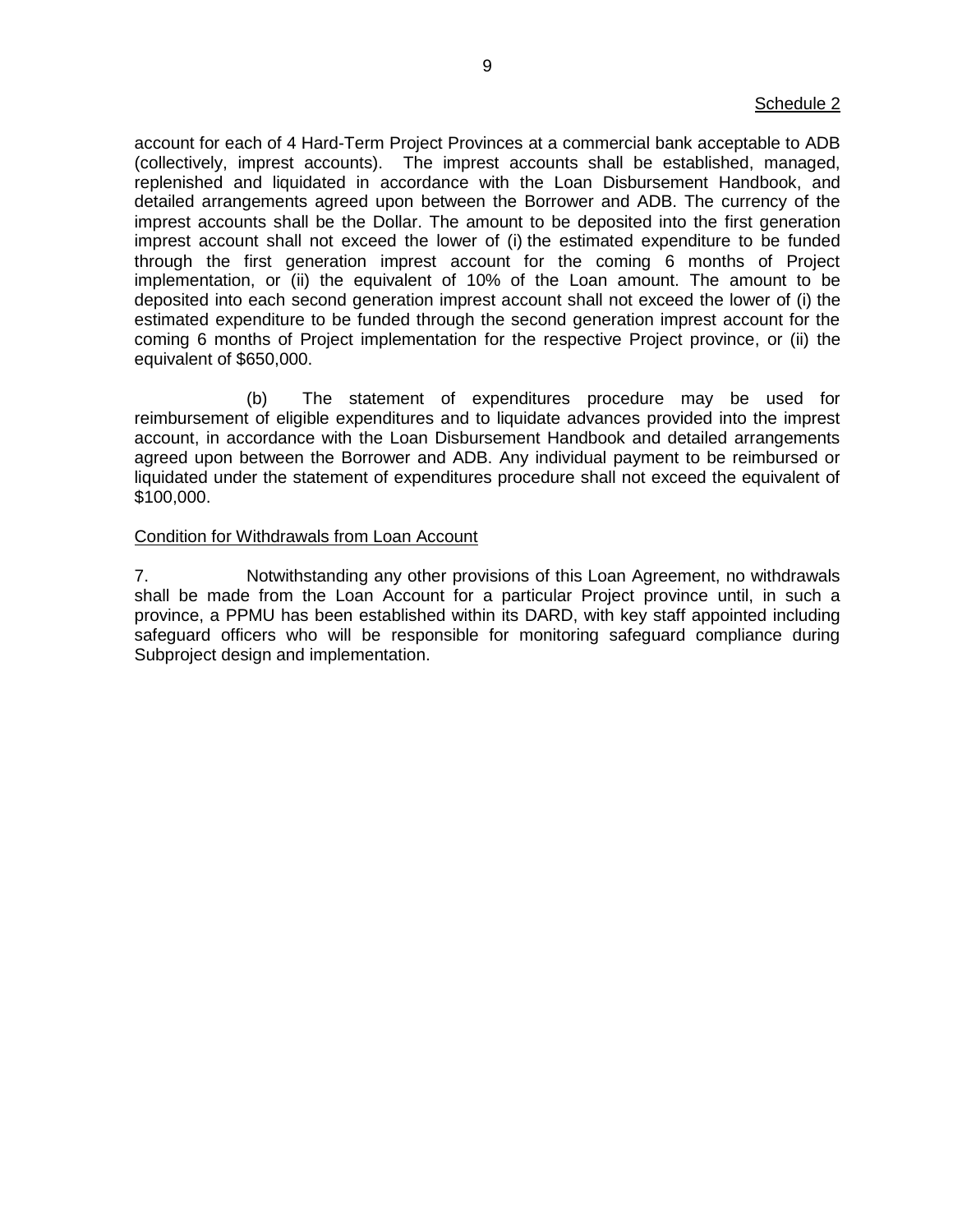Schedule 2

account for each of 4 Hard-Term Project Provinces at a commercial bank acceptable to ADB (collectively, imprest accounts). The imprest accounts shall be established, managed, replenished and liquidated in accordance with the Loan Disbursement Handbook, and detailed arrangements agreed upon between the Borrower and ADB. The currency of the imprest accounts shall be the Dollar. The amount to be deposited into the first generation imprest account shall not exceed the lower of (i) the estimated expenditure to be funded through the first generation imprest account for the coming 6 months of Project implementation, or (ii) the equivalent of 10% of the Loan amount. The amount to be deposited into each second generation imprest account shall not exceed the lower of (i) the estimated expenditure to be funded through the second generation imprest account for the coming 6 months of Project implementation for the respective Project province, or (ii) the equivalent of $650,000.

(b) The statement of expenditures procedure may be used for reimbursement of eligible expenditures and to liquidate advances provided into the imprest account, in accordance with the Loan Disbursement Handbook and detailed arrangements agreed upon between the Borrower and ADB. Any individual payment to be reimbursed or liquidated under the statement of expenditures procedure shall not exceed the equivalent of $100,000.

Condition for Withdrawals from Loan Account

7. Notwithstanding any other provisions of this Loan Agreement, no withdrawals shall be made from the Loan Account for a particular Project province until, in such a province, a PPMU has been established within its DARD, with key staff appointed including safeguard officers who will be responsible for monitoring safeguard compliance during Subproject design and implementation.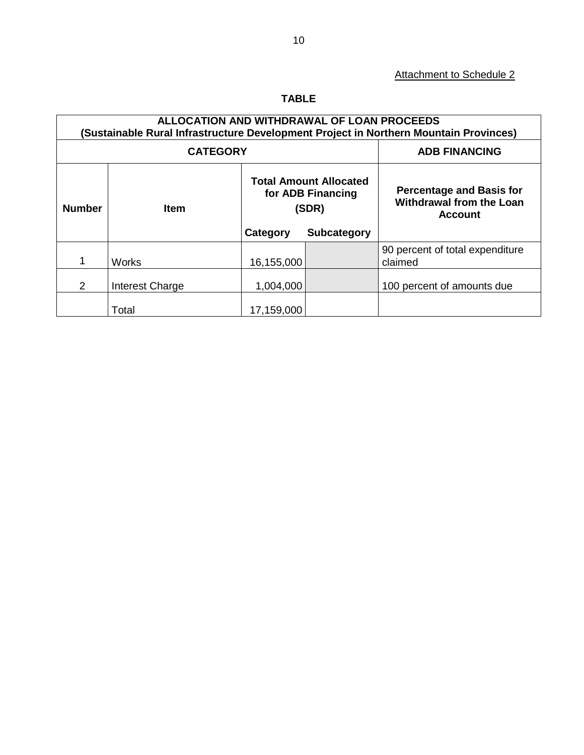Attachment to Schedule 2

**TABLE**

| ALLOCATION AND WITHDRAWAL OF LOAN PROCEEDS (Sustainable Rural Infrastructure Development Project in Northern Mountain Provinces) | | | | |
|---|---|---|---|---|
| **CATEGORY** | | | | **ADB FINANCING** |
| **Number** | **Item** | **Total Amount Allocated for ADB Financing (SDR)** | | **Percentage and Basis for Withdrawal from the Loan Account** |
| | | **Category** | **Subcategory** | |
| 1 | Works | 16,155,000 | | 90 percent of total expenditure claimed |
| 2 | Interest Charge | 1,004,000 | | 100 percent of amounts due |
| | Total | 17,159,000 | | |